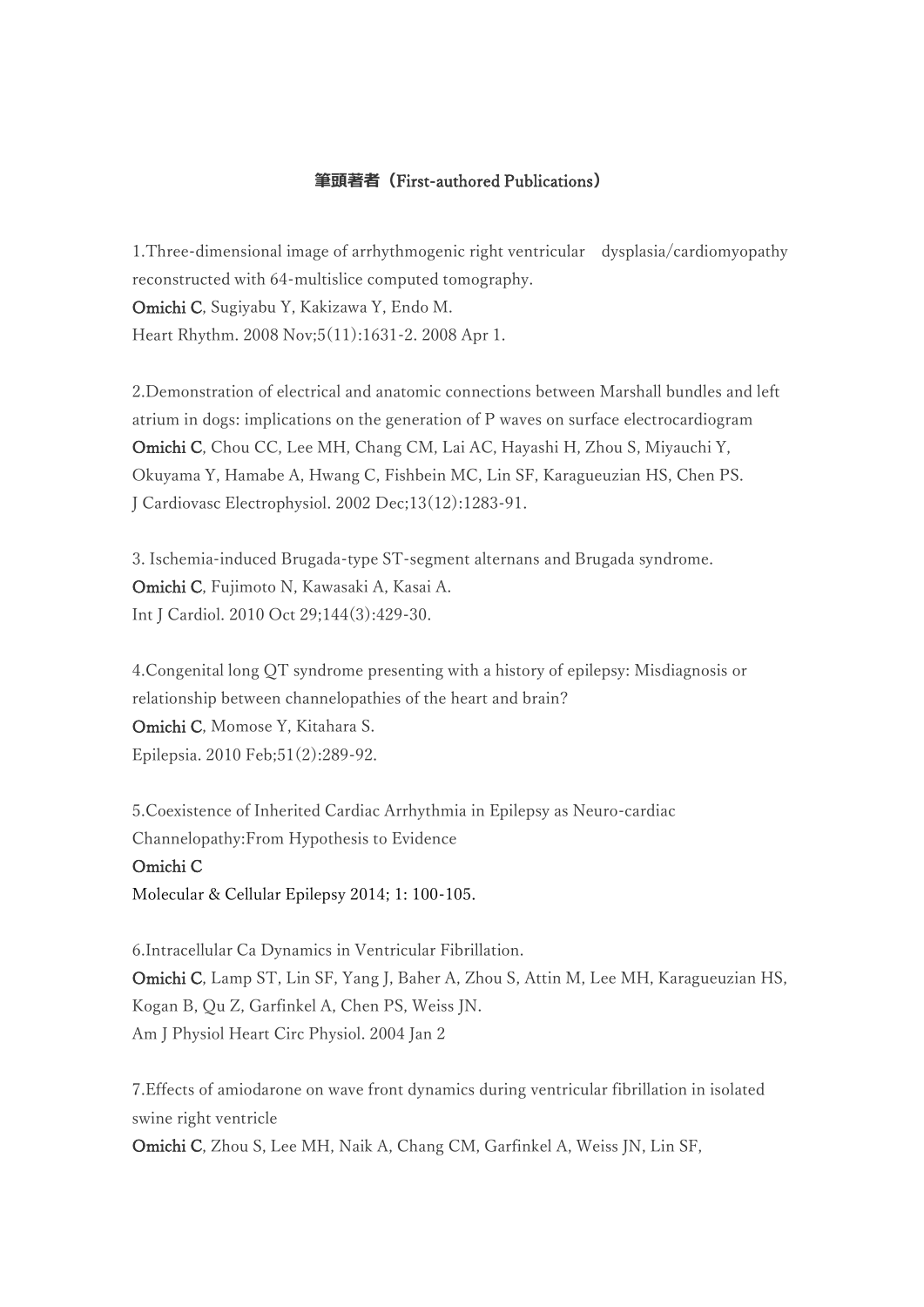## 筆頭著者（First-authored Publications）

1.Three-dimensional image of arrhythmogenic right ventricular　dysplasia/cardiomyopathy reconstructed with 64-multislice computed tomography.
**Omichi C**, Sugiyabu Y, Kakizawa Y, Endo M.
Heart Rhythm. 2008 Nov;5(11):1631-2. 2008 Apr 1.

2.Demonstration of electrical and anatomic connections between Marshall bundles and left atrium in dogs: implications on the generation of P waves on surface electrocardiogram
**Omichi C**, Chou CC, Lee MH, Chang CM, Lai AC, Hayashi H, Zhou S, Miyauchi Y, Okuyama Y, Hamabe A, Hwang C, Fishbein MC, Lin SF, Karagueuzian HS, Chen PS.
J Cardiovasc Electrophysiol. 2002 Dec;13(12):1283-91.

3. Ischemia-induced Brugada-type ST-segment alternans and Brugada syndrome.
**Omichi C**, Fujimoto N, Kawasaki A, Kasai A.
Int J Cardiol. 2010 Oct 29;144(3):429-30.

4.Congenital long QT syndrome presenting with a history of epilepsy: Misdiagnosis or relationship between channelopathies of the heart and brain?
**Omichi C**, Momose Y, Kitahara S.
Epilepsia. 2010 Feb;51(2):289-92.

5.Coexistence of Inherited Cardiac Arrhythmia in Epilepsy as Neuro-cardiac Channelopathy:From Hypothesis to Evidence
**Omichi C**
Molecular & Cellular Epilepsy 2014; 1: 100-105.

6.Intracellular Ca Dynamics in Ventricular Fibrillation.
**Omichi C**, Lamp ST, Lin SF, Yang J, Baher A, Zhou S, Attin M, Lee MH, Karagueuzian HS, Kogan B, Qu Z, Garfinkel A, Chen PS, Weiss JN.
Am J Physiol Heart Circ Physiol. 2004 Jan 2

7.Effects of amiodarone on wave front dynamics during ventricular fibrillation in isolated swine right ventricle
**Omichi C**, Zhou S, Lee MH, Naik A, Chang CM, Garfinkel A, Weiss JN, Lin SF,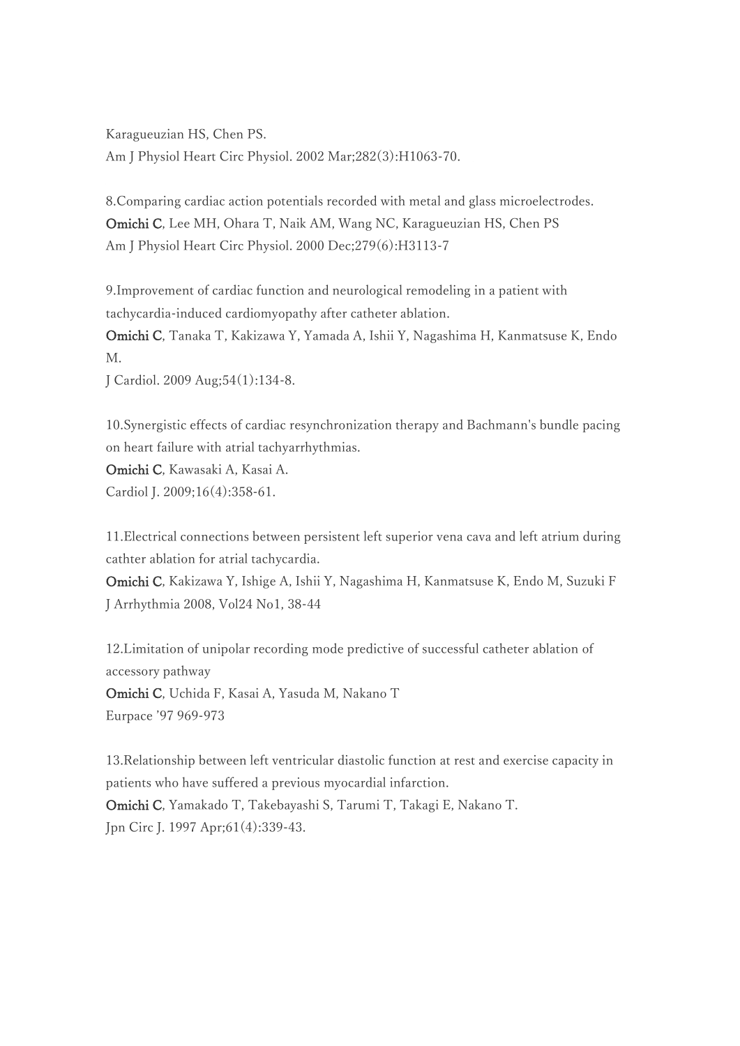Karagueuzian HS, Chen PS.
Am J Physiol Heart Circ Physiol. 2002 Mar;282(3):H1063-70.

8.Comparing cardiac action potentials recorded with metal and glass microelectrodes.
**Omichi C**, Lee MH, Ohara T, Naik AM, Wang NC, Karagueuzian HS, Chen PS
Am J Physiol Heart Circ Physiol. 2000 Dec;279(6):H3113-7

9.Improvement of cardiac function and neurological remodeling in a patient with tachycardia-induced cardiomyopathy after catheter ablation.
**Omichi C**, Tanaka T, Kakizawa Y, Yamada A, Ishii Y, Nagashima H, Kanmatsuse K, Endo M.
J Cardiol. 2009 Aug;54(1):134-8.

10.Synergistic effects of cardiac resynchronization therapy and Bachmann's bundle pacing on heart failure with atrial tachyarrhythmias.
**Omichi C**, Kawasaki A, Kasai A.
Cardiol J. 2009;16(4):358-61.

11.Electrical connections between persistent left superior vena cava and left atrium during cathter ablation for atrial tachycardia.
**Omichi C**, Kakizawa Y, Ishige A, Ishii Y, Nagashima H, Kanmatsuse K, Endo M, Suzuki F
J Arrhythmia 2008, Vol24 No1, 38-44

12.Limitation of unipolar recording mode predictive of successful catheter ablation of accessory pathway
**Omichi C**, Uchida F, Kasai A, Yasuda M, Nakano T
Eurpace '97 969-973

13.Relationship between left ventricular diastolic function at rest and exercise capacity in patients who have suffered a previous myocardial infarction.
**Omichi C**, Yamakado T, Takebayashi S, Tarumi T, Takagi E, Nakano T.
Jpn Circ J. 1997 Apr;61(4):339-43.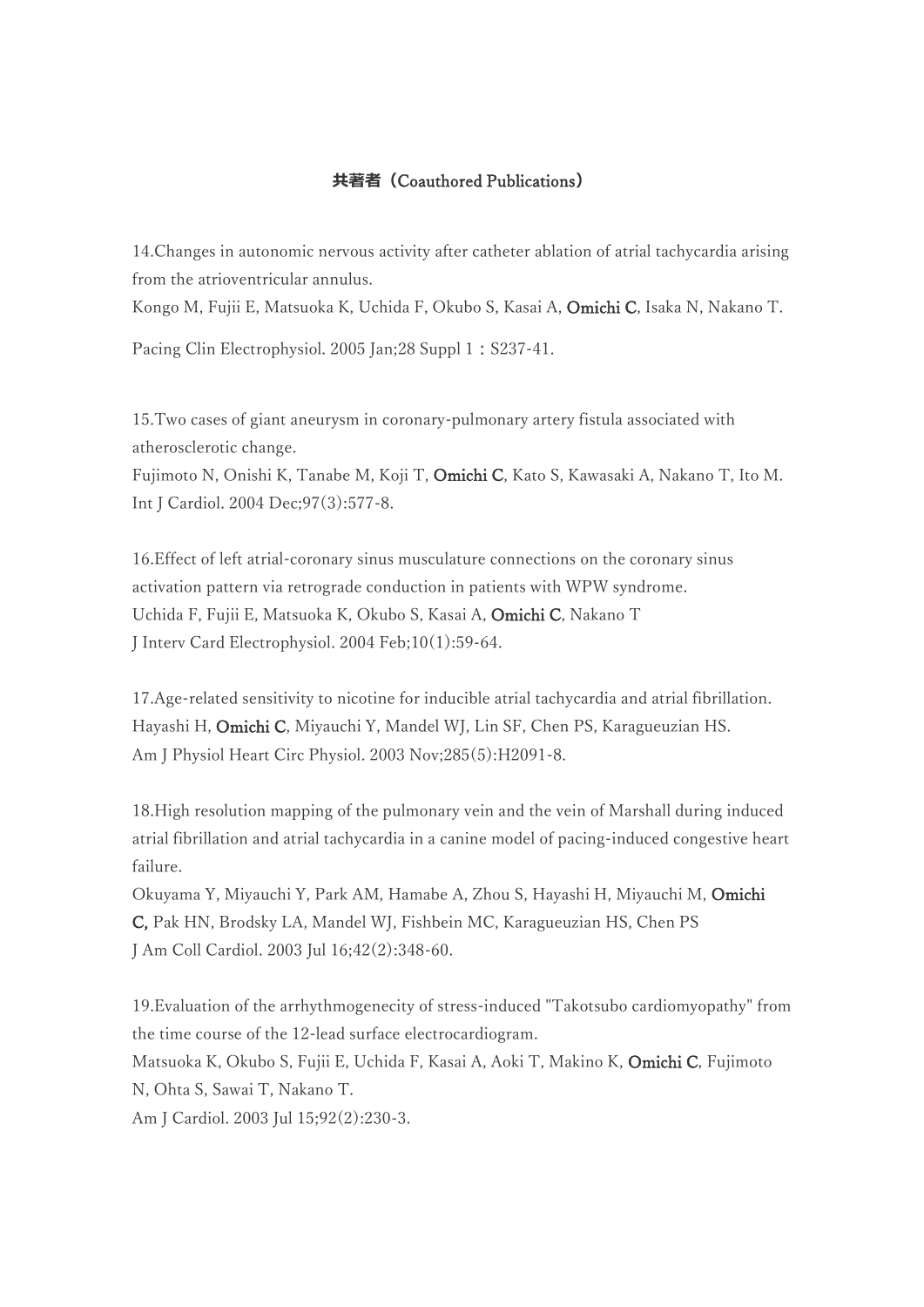## 共著者（Coauthored Publications）

14.Changes in autonomic nervous activity after catheter ablation of atrial tachycardia arising from the atrioventricular annulus.
Kongo M, Fujii E, Matsuoka K, Uchida F, Okubo S, Kasai A, **Omichi C**, Isaka N, Nakano T.

Pacing Clin Electrophysiol. 2005 Jan;28 Suppl 1：S237-41.

15.Two cases of giant aneurysm in coronary-pulmonary artery fistula associated with atherosclerotic change.
Fujimoto N, Onishi K, Tanabe M, Koji T, **Omichi C**, Kato S, Kawasaki A, Nakano T, Ito M.
Int J Cardiol. 2004 Dec;97(3):577-8.

16.Effect of left atrial-coronary sinus musculature connections on the coronary sinus activation pattern via retrograde conduction in patients with WPW syndrome.
Uchida F, Fujii E, Matsuoka K, Okubo S, Kasai A, **Omichi C**, Nakano T
J Interv Card Electrophysiol. 2004 Feb;10(1):59-64.

17.Age-related sensitivity to nicotine for inducible atrial tachycardia and atrial fibrillation.
Hayashi H, **Omichi C**, Miyauchi Y, Mandel WJ, Lin SF, Chen PS, Karagueuzian HS.
Am J Physiol Heart Circ Physiol. 2003 Nov;285(5):H2091-8.

18.High resolution mapping of the pulmonary vein and the vein of Marshall during induced atrial fibrillation and atrial tachycardia in a canine model of pacing-induced congestive heart failure.
Okuyama Y, Miyauchi Y, Park AM, Hamabe A, Zhou S, Hayashi H, Miyauchi M, **Omichi C,** Pak HN, Brodsky LA, Mandel WJ, Fishbein MC, Karagueuzian HS, Chen PS
J Am Coll Cardiol. 2003 Jul 16;42(2):348-60.

19.Evaluation of the arrhythmogenecity of stress-induced "Takotsubo cardiomyopathy" from the time course of the 12-lead surface electrocardiogram.
Matsuoka K, Okubo S, Fujii E, Uchida F, Kasai A, Aoki T, Makino K, **Omichi C**, Fujimoto N, Ohta S, Sawai T, Nakano T.
Am J Cardiol. 2003 Jul 15;92(2):230-3.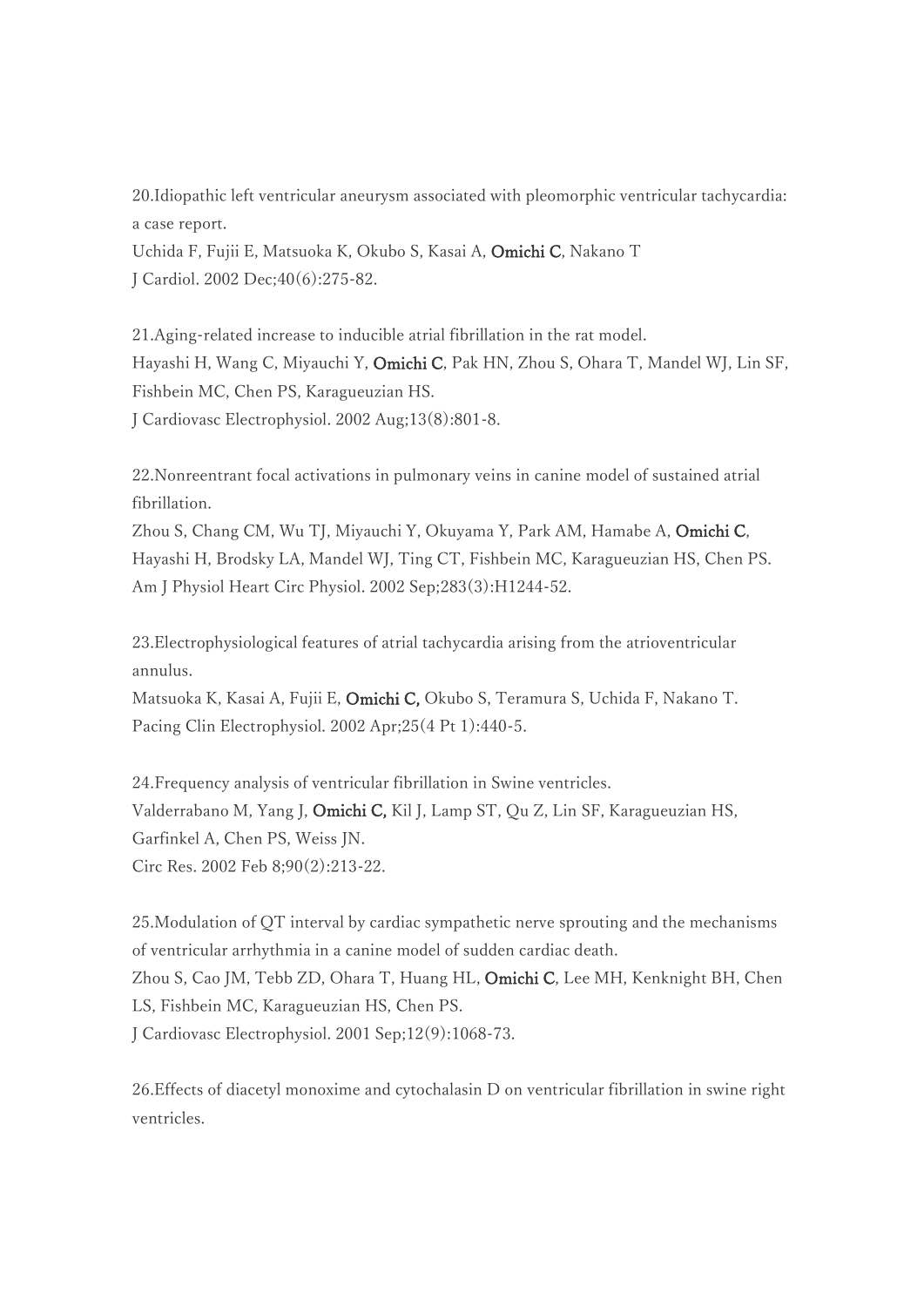20.Idiopathic left ventricular aneurysm associated with pleomorphic ventricular tachycardia: a case report.
Uchida F, Fujii E, Matsuoka K, Okubo S, Kasai A, Omichi C, Nakano T
J Cardiol. 2002 Dec;40(6):275-82.

21.Aging-related increase to inducible atrial fibrillation in the rat model.
Hayashi H, Wang C, Miyauchi Y, Omichi C, Pak HN, Zhou S, Ohara T, Mandel WJ, Lin SF, Fishbein MC, Chen PS, Karagueuzian HS.
J Cardiovasc Electrophysiol. 2002 Aug;13(8):801-8.

22.Nonreentrant focal activations in pulmonary veins in canine model of sustained atrial fibrillation.
Zhou S, Chang CM, Wu TJ, Miyauchi Y, Okuyama Y, Park AM, Hamabe A, Omichi C, Hayashi H, Brodsky LA, Mandel WJ, Ting CT, Fishbein MC, Karagueuzian HS, Chen PS.
Am J Physiol Heart Circ Physiol. 2002 Sep;283(3):H1244-52.

23.Electrophysiological features of atrial tachycardia arising from the atrioventricular annulus.
Matsuoka K, Kasai A, Fujii E, Omichi C, Okubo S, Teramura S, Uchida F, Nakano T.
Pacing Clin Electrophysiol. 2002 Apr;25(4 Pt 1):440-5.

24.Frequency analysis of ventricular fibrillation in Swine ventricles.
Valderrabano M, Yang J, Omichi C, Kil J, Lamp ST, Qu Z, Lin SF, Karagueuzian HS, Garfinkel A, Chen PS, Weiss JN.
Circ Res. 2002 Feb 8;90(2):213-22.

25.Modulation of QT interval by cardiac sympathetic nerve sprouting and the mechanisms of ventricular arrhythmia in a canine model of sudden cardiac death.
Zhou S, Cao JM, Tebb ZD, Ohara T, Huang HL, Omichi C, Lee MH, Kenknight BH, Chen LS, Fishbein MC, Karagueuzian HS, Chen PS.
J Cardiovasc Electrophysiol. 2001 Sep;12(9):1068-73.

26.Effects of diacetyl monoxime and cytochalasin D on ventricular fibrillation in swine right ventricles.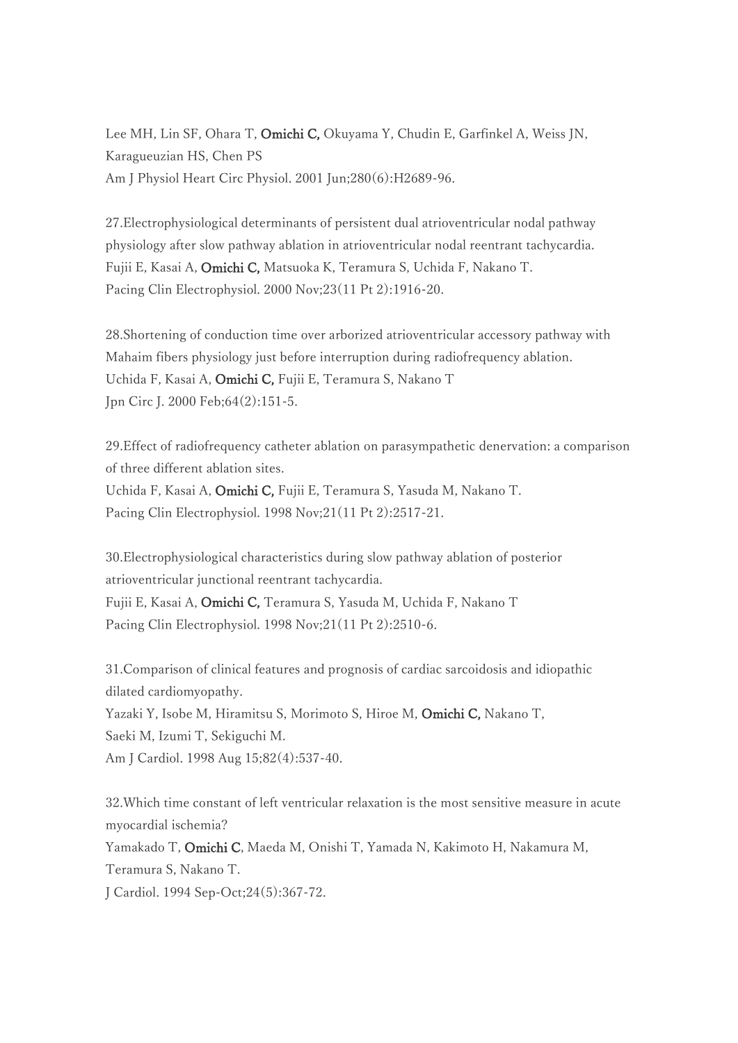Lee MH, Lin SF, Ohara T, **Omichi C,** Okuyama Y, Chudin E, Garfinkel A, Weiss JN, Karagueuzian HS, Chen PS
Am J Physiol Heart Circ Physiol. 2001 Jun;280(6):H2689-96.

27.Electrophysiological determinants of persistent dual atrioventricular nodal pathway physiology after slow pathway ablation in atrioventricular nodal reentrant tachycardia.
Fujii E, Kasai A, **Omichi C,** Matsuoka K, Teramura S, Uchida F, Nakano T.
Pacing Clin Electrophysiol. 2000 Nov;23(11 Pt 2):1916-20.

28.Shortening of conduction time over arborized atrioventricular accessory pathway with Mahaim fibers physiology just before interruption during radiofrequency ablation.
Uchida F, Kasai A, **Omichi C,** Fujii E, Teramura S, Nakano T
Jpn Circ J. 2000 Feb;64(2):151-5.

29.Effect of radiofrequency catheter ablation on parasympathetic denervation: a comparison of three different ablation sites.
Uchida F, Kasai A, **Omichi C,** Fujii E, Teramura S, Yasuda M, Nakano T.
Pacing Clin Electrophysiol. 1998 Nov;21(11 Pt 2):2517-21.

30.Electrophysiological characteristics during slow pathway ablation of posterior atrioventricular junctional reentrant tachycardia.
Fujii E, Kasai A, **Omichi C,** Teramura S, Yasuda M, Uchida F, Nakano T
Pacing Clin Electrophysiol. 1998 Nov;21(11 Pt 2):2510-6.

31.Comparison of clinical features and prognosis of cardiac sarcoidosis and idiopathic dilated cardiomyopathy.
Yazaki Y, Isobe M, Hiramitsu S, Morimoto S, Hiroe M, **Omichi C,** Nakano T, Saeki M, Izumi T, Sekiguchi M.
Am J Cardiol. 1998 Aug 15;82(4):537-40.

32.Which time constant of left ventricular relaxation is the most sensitive measure in acute myocardial ischemia?
Yamakado T, **Omichi C**, Maeda M, Onishi T, Yamada N, Kakimoto H, Nakamura M, Teramura S, Nakano T.
J Cardiol. 1994 Sep-Oct;24(5):367-72.